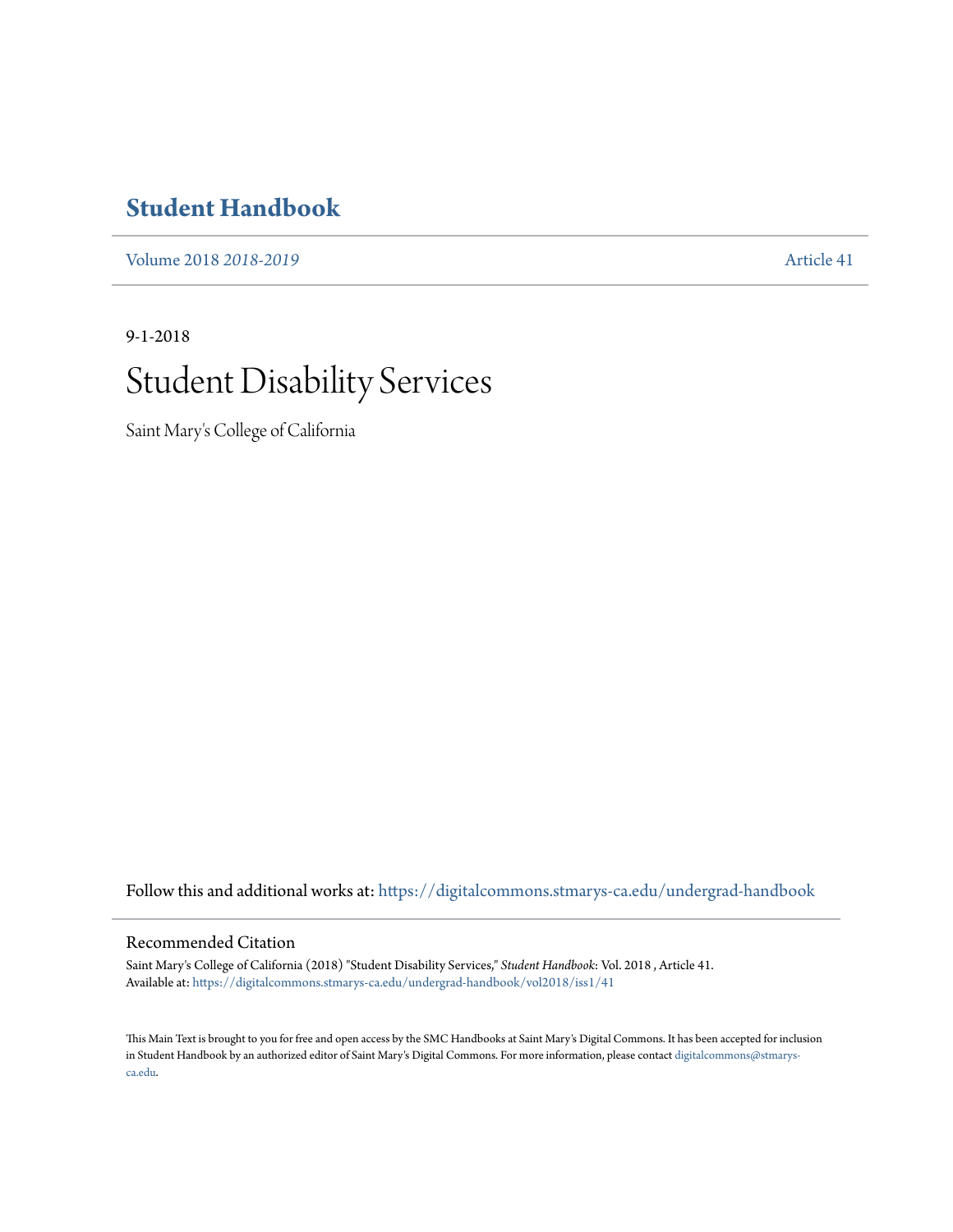# Student Handbook

Volume 2018 *2018-2019* Article 41

9-1-2018

# Student Disability Services

Saint Mary's College of California

Follow this and additional works at: https://digitalcommons.stmarys-ca.edu/undergrad-handbook

## Recommended Citation

Saint Mary's College of California (2018) "Student Disability Services," *Student Handbook*: Vol. 2018 , Article 41.
Available at: https://digitalcommons.stmarys-ca.edu/undergrad-handbook/vol2018/iss1/41

This Main Text is brought to you for free and open access by the SMC Handbooks at Saint Mary's Digital Commons. It has been accepted for inclusion in Student Handbook by an authorized editor of Saint Mary's Digital Commons. For more information, please contact digitalcommons@stmarys-ca.edu.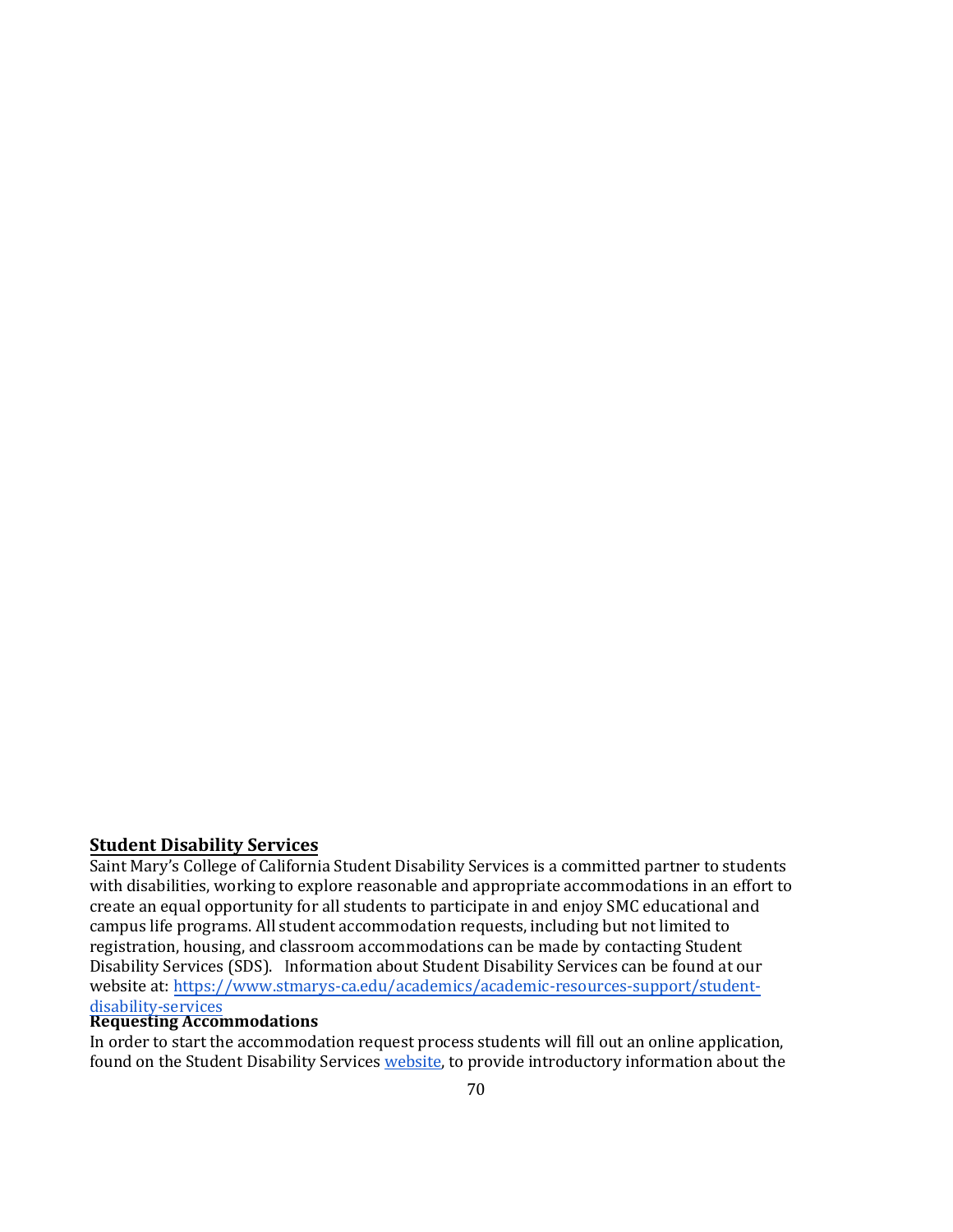## Student Disability Services

Saint Mary's College of California Student Disability Services is a committed partner to students with disabilities, working to explore reasonable and appropriate accommodations in an effort to create an equal opportunity for all students to participate in and enjoy SMC educational and campus life programs. All student accommodation requests, including but not limited to registration, housing, and classroom accommodations can be made by contacting Student Disability Services (SDS). Information about Student Disability Services can be found at our website at: [https://www.stmarys-ca.edu/academics/academic-resources-support/student-disability-services](https://www.stmarys-ca.edu/academics/academic-resources-support/student-disability-services)

### Requesting Accommodations

In order to start the accommodation request process students will fill out an online application, found on the Student Disability Services website, to provide introductory information about the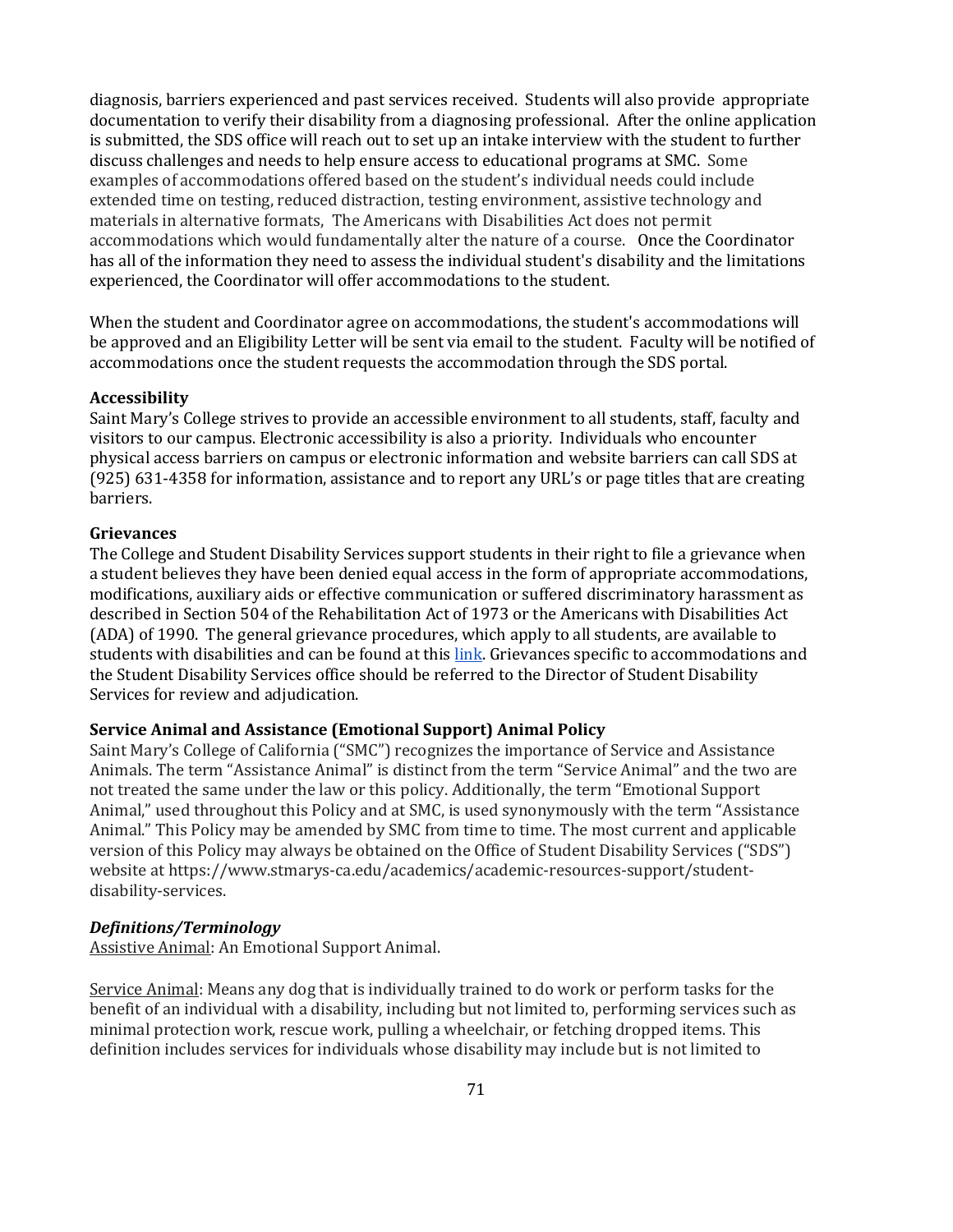diagnosis, barriers experienced and past services received. Students will also provide appropriate documentation to verify their disability from a diagnosing professional. After the online application is submitted, the SDS office will reach out to set up an intake interview with the student to further discuss challenges and needs to help ensure access to educational programs at SMC. Some examples of accommodations offered based on the student's individual needs could include extended time on testing, reduced distraction, testing environment, assistive technology and materials in alternative formats, The Americans with Disabilities Act does not permit accommodations which would fundamentally alter the nature of a course. Once the Coordinator has all of the information they need to assess the individual student's disability and the limitations experienced, the Coordinator will offer accommodations to the student.

When the student and Coordinator agree on accommodations, the student's accommodations will be approved and an Eligibility Letter will be sent via email to the student. Faculty will be notified of accommodations once the student requests the accommodation through the SDS portal.

**Accessibility**

Saint Mary's College strives to provide an accessible environment to all students, staff, faculty and visitors to our campus. Electronic accessibility is also a priority. Individuals who encounter physical access barriers on campus or electronic information and website barriers can call SDS at (925) 631-4358 for information, assistance and to report any URL's or page titles that are creating barriers.

**Grievances**

The College and Student Disability Services support students in their right to file a grievance when a student believes they have been denied equal access in the form of appropriate accommodations, modifications, auxiliary aids or effective communication or suffered discriminatory harassment as described in Section 504 of the Rehabilitation Act of 1973 or the Americans with Disabilities Act (ADA) of 1990. The general grievance procedures, which apply to all students, are available to students with disabilities and can be found at this link. Grievances specific to accommodations and the Student Disability Services office should be referred to the Director of Student Disability Services for review and adjudication.

**Service Animal and Assistance (Emotional Support) Animal Policy**

Saint Mary's College of California ("SMC") recognizes the importance of Service and Assistance Animals. The term "Assistance Animal" is distinct from the term "Service Animal" and the two are not treated the same under the law or this policy. Additionally, the term "Emotional Support Animal," used throughout this Policy and at SMC, is used synonymously with the term "Assistance Animal." This Policy may be amended by SMC from time to time. The most current and applicable version of this Policy may always be obtained on the Office of Student Disability Services ("SDS") website at https://www.stmarys-ca.edu/academics/academic-resources-support/student-disability-services.

***Definitions/Terminology***

Assistive Animal: An Emotional Support Animal.

Service Animal: Means any dog that is individually trained to do work or perform tasks for the benefit of an individual with a disability, including but not limited to, performing services such as minimal protection work, rescue work, pulling a wheelchair, or fetching dropped items. This definition includes services for individuals whose disability may include but is not limited to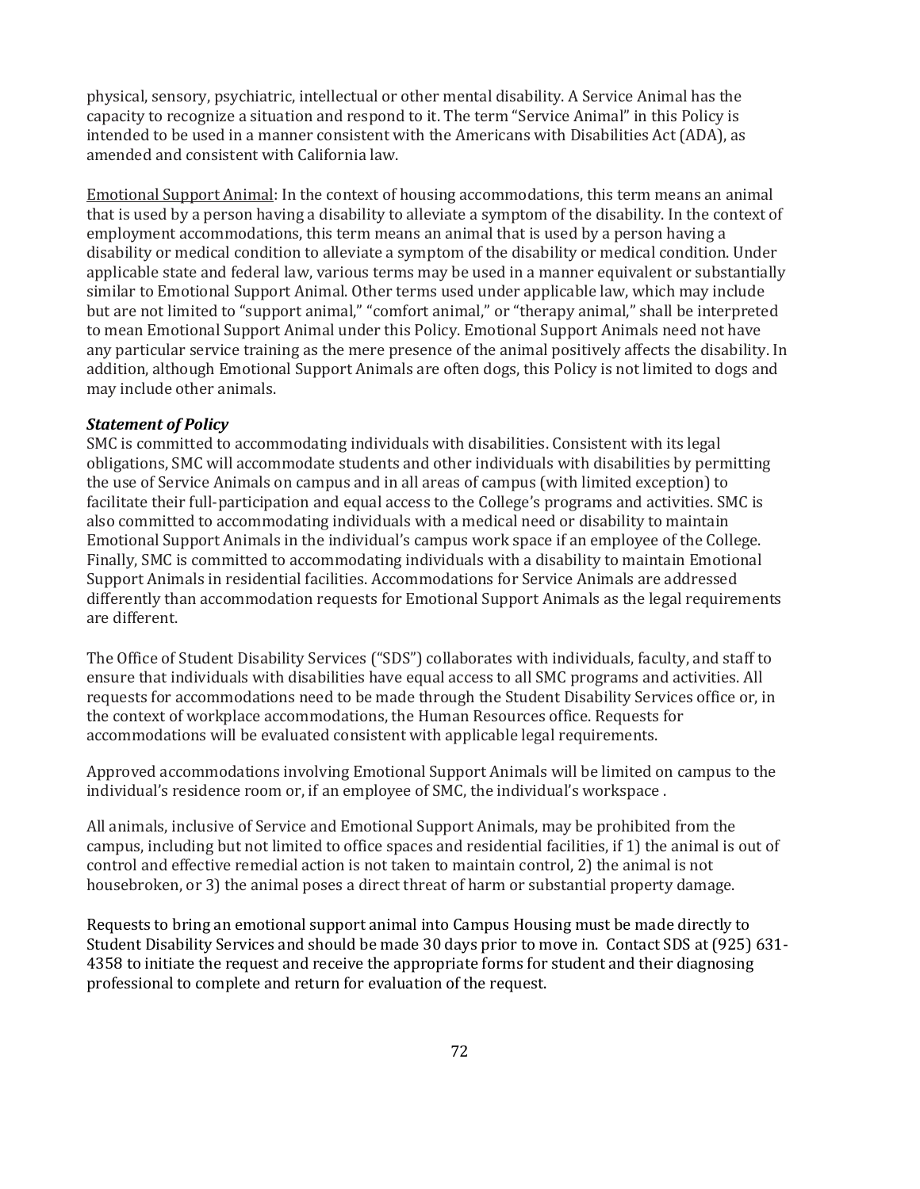physical, sensory, psychiatric, intellectual or other mental disability. A Service Animal has the capacity to recognize a situation and respond to it. The term "Service Animal" in this Policy is intended to be used in a manner consistent with the Americans with Disabilities Act (ADA), as amended and consistent with California law.

<u>Emotional Support Animal</u>: In the context of housing accommodations, this term means an animal that is used by a person having a disability to alleviate a symptom of the disability. In the context of employment accommodations, this term means an animal that is used by a person having a disability or medical condition to alleviate a symptom of the disability or medical condition. Under applicable state and federal law, various terms may be used in a manner equivalent or substantially similar to Emotional Support Animal. Other terms used under applicable law, which may include but are not limited to "support animal," "comfort animal," or "therapy animal," shall be interpreted to mean Emotional Support Animal under this Policy. Emotional Support Animals need not have any particular service training as the mere presence of the animal positively affects the disability. In addition, although Emotional Support Animals are often dogs, this Policy is not limited to dogs and may include other animals.

***Statement of Policy***

SMC is committed to accommodating individuals with disabilities. Consistent with its legal obligations, SMC will accommodate students and other individuals with disabilities by permitting the use of Service Animals on campus and in all areas of campus (with limited exception) to facilitate their full-participation and equal access to the College's programs and activities. SMC is also committed to accommodating individuals with a medical need or disability to maintain Emotional Support Animals in the individual's campus work space if an employee of the College. Finally, SMC is committed to accommodating individuals with a disability to maintain Emotional Support Animals in residential facilities. Accommodations for Service Animals are addressed differently than accommodation requests for Emotional Support Animals as the legal requirements are different.

The Office of Student Disability Services ("SDS") collaborates with individuals, faculty, and staff to ensure that individuals with disabilities have equal access to all SMC programs and activities. All requests for accommodations need to be made through the Student Disability Services office or, in the context of workplace accommodations, the Human Resources office. Requests for accommodations will be evaluated consistent with applicable legal requirements.

Approved accommodations involving Emotional Support Animals will be limited on campus to the individual's residence room or, if an employee of SMC, the individual's workspace .

All animals, inclusive of Service and Emotional Support Animals, may be prohibited from the campus, including but not limited to office spaces and residential facilities, if 1) the animal is out of control and effective remedial action is not taken to maintain control, 2) the animal is not housebroken, or 3) the animal poses a direct threat of harm or substantial property damage.

Requests to bring an emotional support animal into Campus Housing must be made directly to Student Disability Services and should be made 30 days prior to move in. Contact SDS at (925) 631-4358 to initiate the request and receive the appropriate forms for student and their diagnosing professional to complete and return for evaluation of the request.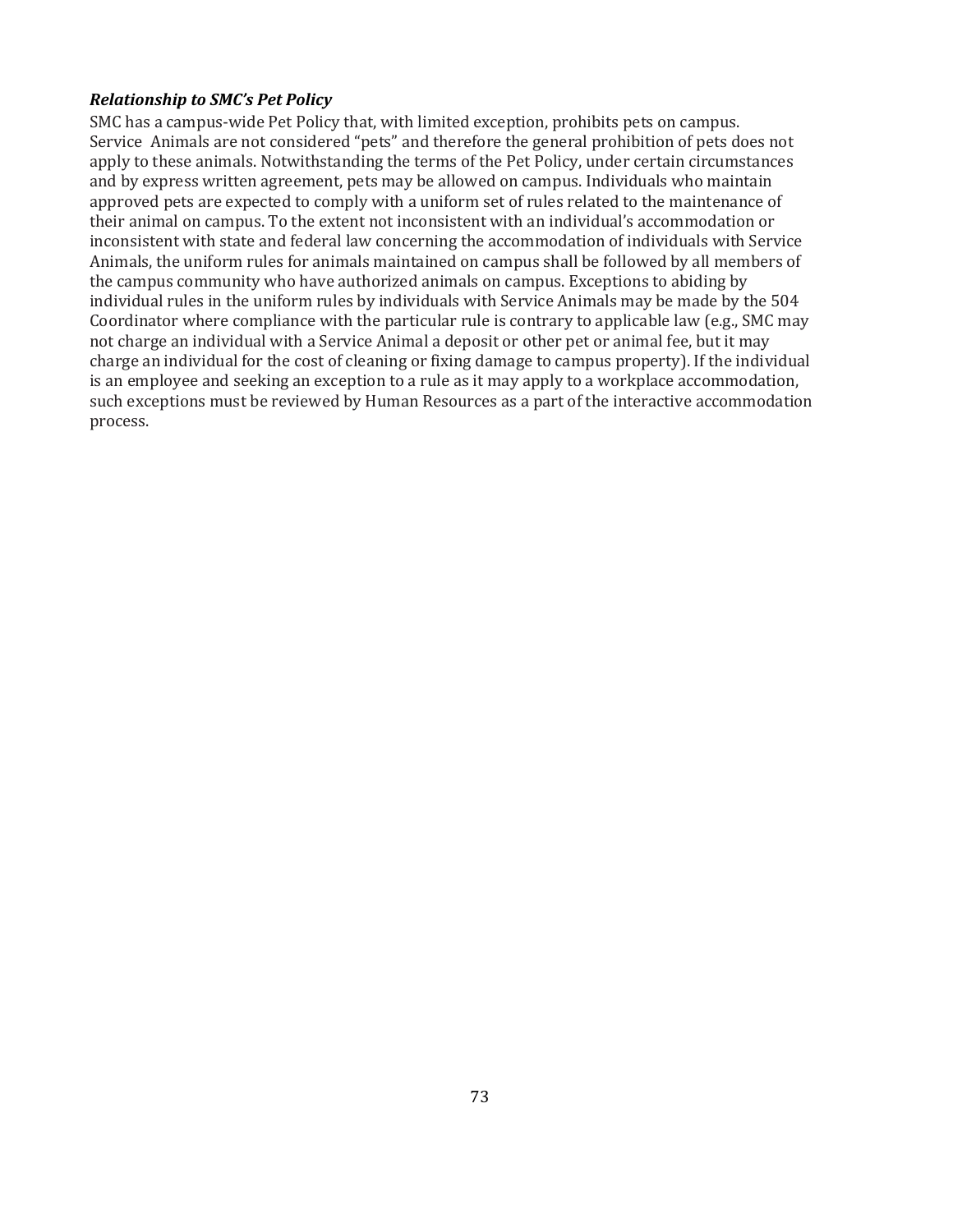***Relationship to SMC's Pet Policy***

SMC has a campus-wide Pet Policy that, with limited exception, prohibits pets on campus. Service Animals are not considered "pets" and therefore the general prohibition of pets does not apply to these animals. Notwithstanding the terms of the Pet Policy, under certain circumstances and by express written agreement, pets may be allowed on campus. Individuals who maintain approved pets are expected to comply with a uniform set of rules related to the maintenance of their animal on campus. To the extent not inconsistent with an individual's accommodation or inconsistent with state and federal law concerning the accommodation of individuals with Service Animals, the uniform rules for animals maintained on campus shall be followed by all members of the campus community who have authorized animals on campus. Exceptions to abiding by individual rules in the uniform rules by individuals with Service Animals may be made by the 504 Coordinator where compliance with the particular rule is contrary to applicable law (e.g., SMC may not charge an individual with a Service Animal a deposit or other pet or animal fee, but it may charge an individual for the cost of cleaning or fixing damage to campus property). If the individual is an employee and seeking an exception to a rule as it may apply to a workplace accommodation, such exceptions must be reviewed by Human Resources as a part of the interactive accommodation process.